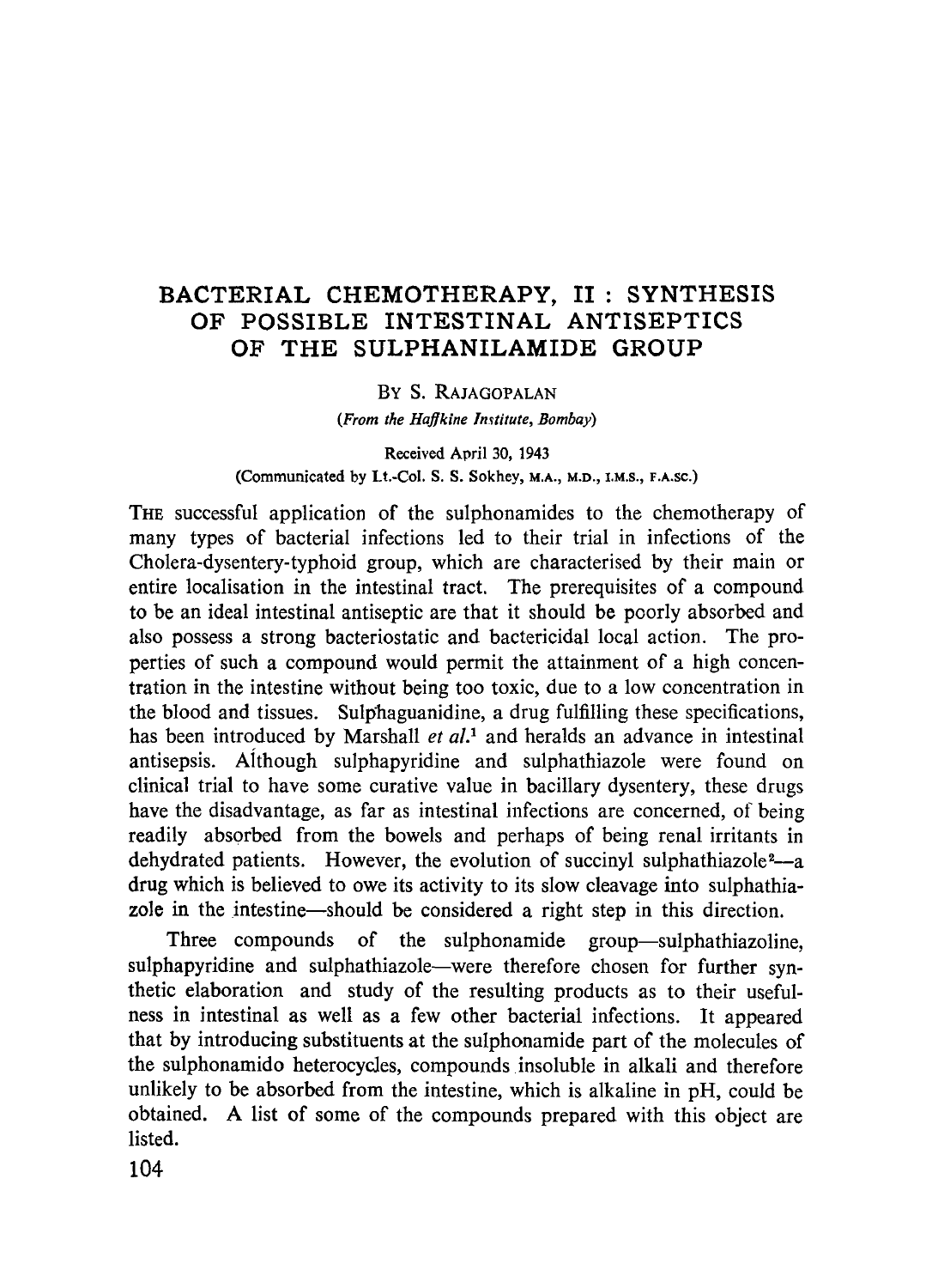# BACTERIAL CHEMOTHERAPY, II : SYNTHESIS OF POSSIBLE INTESTINAL ANTISEPTICS OF THE SULPHANILAMIDE GROUP

By S. Rajagopalan

*(From the Haffkine Institute, Bombay)*

Received April 30, 1943

(Communicated by Lt.-Col. S. S. Sokhey, M.A., M.D., I.M.S., F.A.SC.)

The successful application of the sulphonamides to the chemotherapy of many types of bacterial infections led to their trial in infections of the Cholera-dysentery-typhoid group, which are characterised by their main or entire localisation in the intestinal tract. The prerequisites of a compound to be an ideal intestinal antiseptic are that it should be poorly absorbed and also possess a strong bacteriostatic and bactericidal local action. The properties of such a compound would permit the attainment of a high concentration in the intestine without being too toxic, due to a low concentration in the blood and tissues. Sulphaguanidine, a drug fulfilling these specifications, has been introduced by Marshall *et al.*[1] and heralds an advance in intestinal antisepsis. Although sulphapyridine and sulphathiazole were found on clinical trial to have some curative value in bacillary dysentery, these drugs have the disadvantage, as far as intestinal infections are concerned, of being readily absorbed from the bowels and perhaps of being renal irritants in dehydrated patients. However, the evolution of succinyl sulphathiazole[2]—a drug which is believed to owe its activity to its slow cleavage into sulphathiazole in the intestine—should be considered a right step in this direction.

Three compounds of the sulphonamide group—sulphathiazoline, sulphapyridine and sulphathiazole—were therefore chosen for further synthetic elaboration and study of the resulting products as to their usefulness in intestinal as well as a few other bacterial infections. It appeared that by introducing substituents at the sulphonamide part of the molecules of the sulphonamido heterocycles, compounds insoluble in alkali and therefore unlikely to be absorbed from the intestine, which is alkaline in pH, could be obtained. A list of some of the compounds prepared with this object are listed.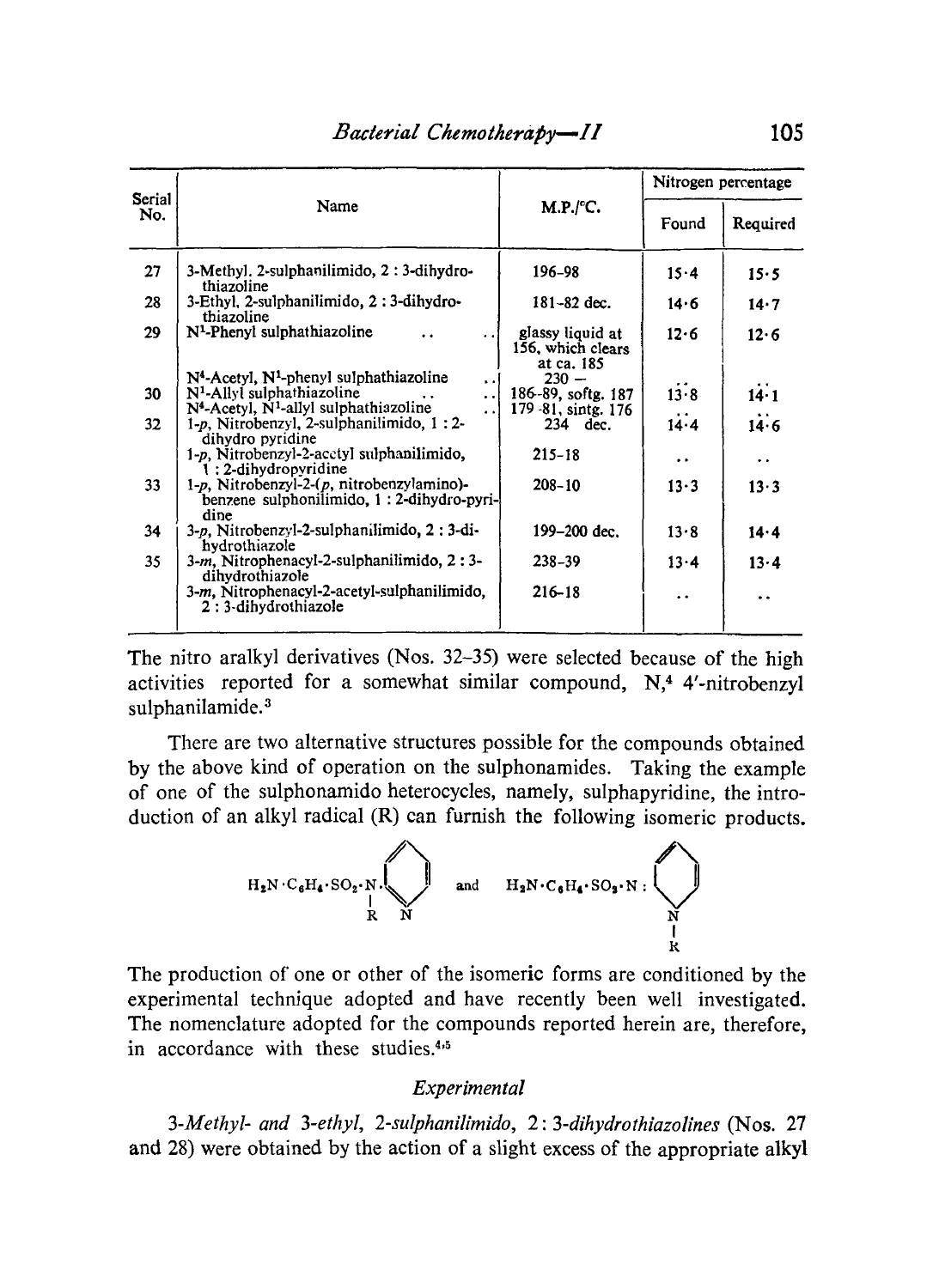| Serial No. | Name | M.P./°C. | Nitrogen percentage | |
|---|---|---|---|---|
| | | | Found | Required |
| 27 | 3-Methyl. 2-sulphanilimido, 2 : 3-dihydro-thiazoline | 196–98 | 15·4 | 15·5 |
| 28 | 3-Ethyl. 2-sulphanilimido, 2 : 3-dihydro-thiazoline | 181–82 dec. | 14·6 | 14·7 |
| 29 | N[1]-Phenyl sulphathiazoline | glassy liquid at 156, which clears at ca. 185 | 12·6 | 12·6 |
| | N[4]-Acetyl, N[1]-phenyl sulphathiazoline | 230 – | .. | .. |
| 30 | N[1]-Allyl sulphathiazoline | 186–89, softg. 187 | 13·8 | 14·1 |
| | N[4]-Acetyl, N[1]-allyl sulphathiazoline | 179–81, sintg. 176 | .. | .. |
| 32 | 1-*p*, Nitrobenzyl, 2-sulphanilimido, 1 : 2-dihydro pyridine | 234 dec. | 14·4 | 14·6 |
| | 1-*p*, Nitrobenzyl-2-acetyl sulphanilimido, 1 : 2-dihydropyridine | 215–18 | .. | .. |
| 33 | 1-*p*, Nitrobenzyl-2-(*p*, nitrobenzylamino)-benzene sulphonilimido, 1 : 2-dihydro-pyridine | 208–10 | 13·3 | 13·3 |
| 34 | 3-*p*, Nitrobenzyl-2-sulphanilimido, 2 : 3-di-hydrothiazole | 199–200 dec. | 13·8 | 14·4 |
| 35 | 3-*m*, Nitrophenacyl-2-sulphanilimido, 2 : 3-dihydrothiazole | 238–39 | 13·4 | 13·4 |
| | 3-*m*, Nitrophenacyl-2-acetyl-sulphanilimido, 2 : 3-dihydrothiazole | 216–18 | .. | .. |

The nitro aralkyl derivatives (Nos. 32–35) were selected because of the high activities reported for a somewhat similar compound, N,[4] 4′-nitrobenzyl sulphanilamide.[3]

There are two alternative structures possible for the compounds obtained by the above kind of operation on the sulphonamides. Taking the example of one of the sulphonamido heterocycles, namely, sulphapyridine, the introduction of an alkyl radical (R) can furnish the following isomeric products.

$H_2N \cdot C_6H_4 \cdot SO_2 \cdot N(R)$–(2-pyridyl) and $H_2N \cdot C_6H_4 \cdot SO_2 \cdot N$ : (1-R-1,2-dihydropyridin-2-ylidene)

The production of one or other of the isomeric forms are conditioned by the experimental technique adopted and have recently been well investigated. The nomenclature adopted for the compounds reported herein are, therefore, in accordance with these studies.[4,5]

## *Experimental*

*3-Methyl- and 3-ethyl, 2-sulphanilimido, 2 : 3-dihydrothiazolines* (Nos. 27 and 28) were obtained by the action of a slight excess of the appropriate alkyl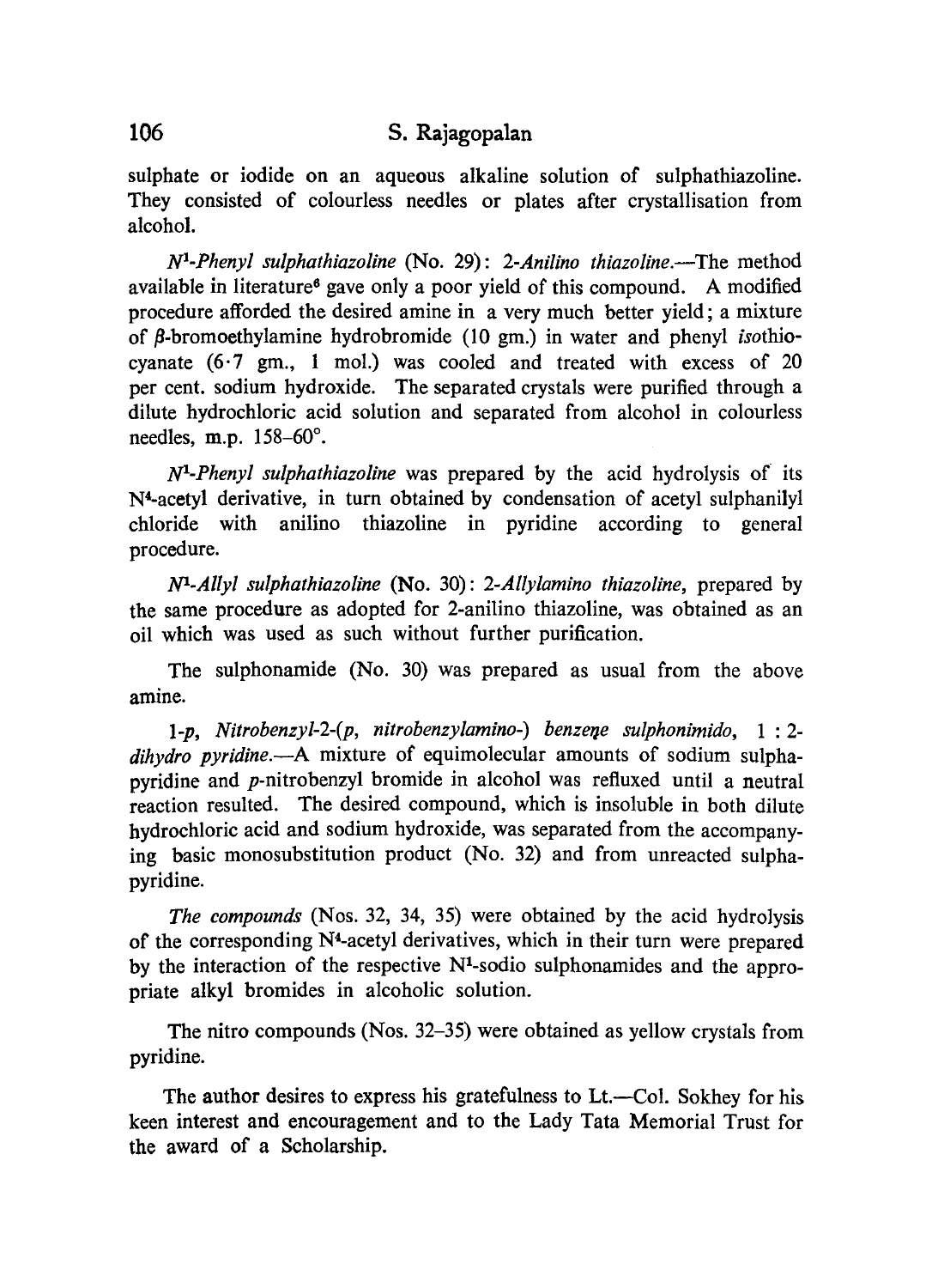sulphate or iodide on an aqueous alkaline solution of sulphathiazoline. They consisted of colourless needles or plates after crystallisation from alcohol.

*$N^1$-Phenyl sulphathiazoline* (No. 29): *2-Anilino thiazoline*.—The method available in literature[6] gave only a poor yield of this compound. A modified procedure afforded the desired amine in a very much better yield; a mixture of $\beta$-bromoethylamine hydrobromide (10 gm.) in water and phenyl *iso*thiocyanate (6·7 gm., 1 mol.) was cooled and treated with excess of 20 per cent. sodium hydroxide. The separated crystals were purified through a dilute hydrochloric acid solution and separated from alcohol in colourless needles, m.p. 158–60°.

*$N^1$-Phenyl sulphathiazoline* was prepared by the acid hydrolysis of its $N^4$-acetyl derivative, in turn obtained by condensation of acetyl sulphanilyl chloride with anilino thiazoline in pyridine according to general procedure.

*$N^1$-Allyl sulphathiazoline* (No. 30): *2-Allylamino thiazoline*, prepared by the same procedure as adopted for 2-anilino thiazoline, was obtained as an oil which was used as such without further purification.

The sulphonamide (No. 30) was prepared as usual from the above amine.

*1-p, Nitrobenzyl-2-(p, nitrobenzylamino-) benzene sulphonimido, 1 : 2-dihydro pyridine*.—A mixture of equimolecular amounts of sodium sulphapyridine and *p*-nitrobenzyl bromide in alcohol was refluxed until a neutral reaction resulted. The desired compound, which is insoluble in both dilute hydrochloric acid and sodium hydroxide, was separated from the accompanying basic monosubstitution product (No. 32) and from unreacted sulphapyridine.

*The compounds* (Nos. 32, 34, 35) were obtained by the acid hydrolysis of the corresponding $N^4$-acetyl derivatives, which in their turn were prepared by the interaction of the respective $N^1$-sodio sulphonamides and the appropriate alkyl bromides in alcoholic solution.

The nitro compounds (Nos. 32–35) were obtained as yellow crystals from pyridine.

The author desires to express his gratefulness to Lt.—Col. Sokhey for his keen interest and encouragement and to the Lady Tata Memorial Trust for the award of a Scholarship.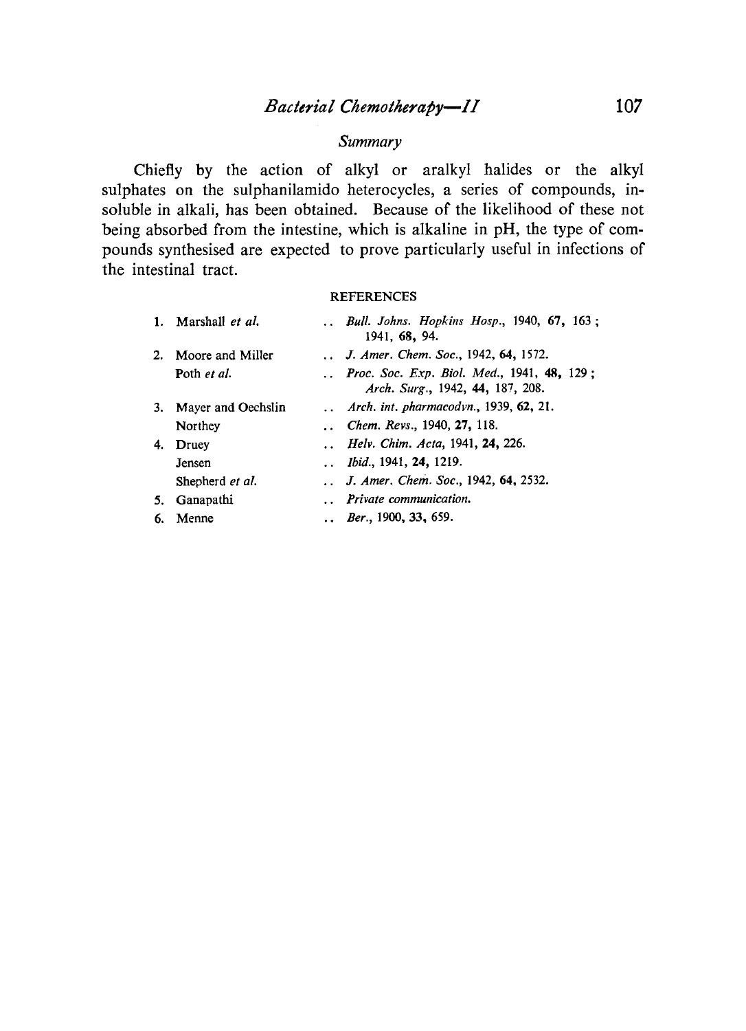### *Summary*

Chiefly by the action of alkyl or aralkyl halides or the alkyl sulphates on the sulphanilamido heterocycles, a series of compounds, insoluble in alkali, has been obtained. Because of the likelihood of these not being absorbed from the intestine, which is alkaline in pH, the type of compounds synthesised are expected to prove particularly useful in infections of the intestinal tract.

### REFERENCES

| | | |
|---|---|---|
| 1. | Marshall *et al.* | .. *Bull. Johns. Hopkins Hosp.*, 1940, **67**, 163; 1941, **68**, 94. |
| 2. | Moore and Miller | .. *J. Amer. Chem. Soc.*, 1942, **64**, 1572. |
| | Poth *et al.* | .. *Proc. Soc. Exp. Biol. Med.*, 1941, **48**, 129; *Arch. Surg.*, 1942, **44**, 187, 208. |
| 3. | Mayer and Oechslin | .. *Arch. int. pharmacodyn.*, 1939, **62**, 21. |
| | Northey | .. *Chem. Revs.*, 1940, **27**, 118. |
| 4. | Druey | .. *Helv. Chim. Acta*, 1941, **24**, 226. |
| | Jensen | .. *Ibid.*, 1941, **24**, 1219. |
| | Shepherd *et al.* | .. *J. Amer. Chem. Soc.*, 1942, **64**, 2532. |
| 5. | Ganapathi | .. *Private communication.* |
| 6. | Menne | .. *Ber.*, 1900, **33**, 659. |